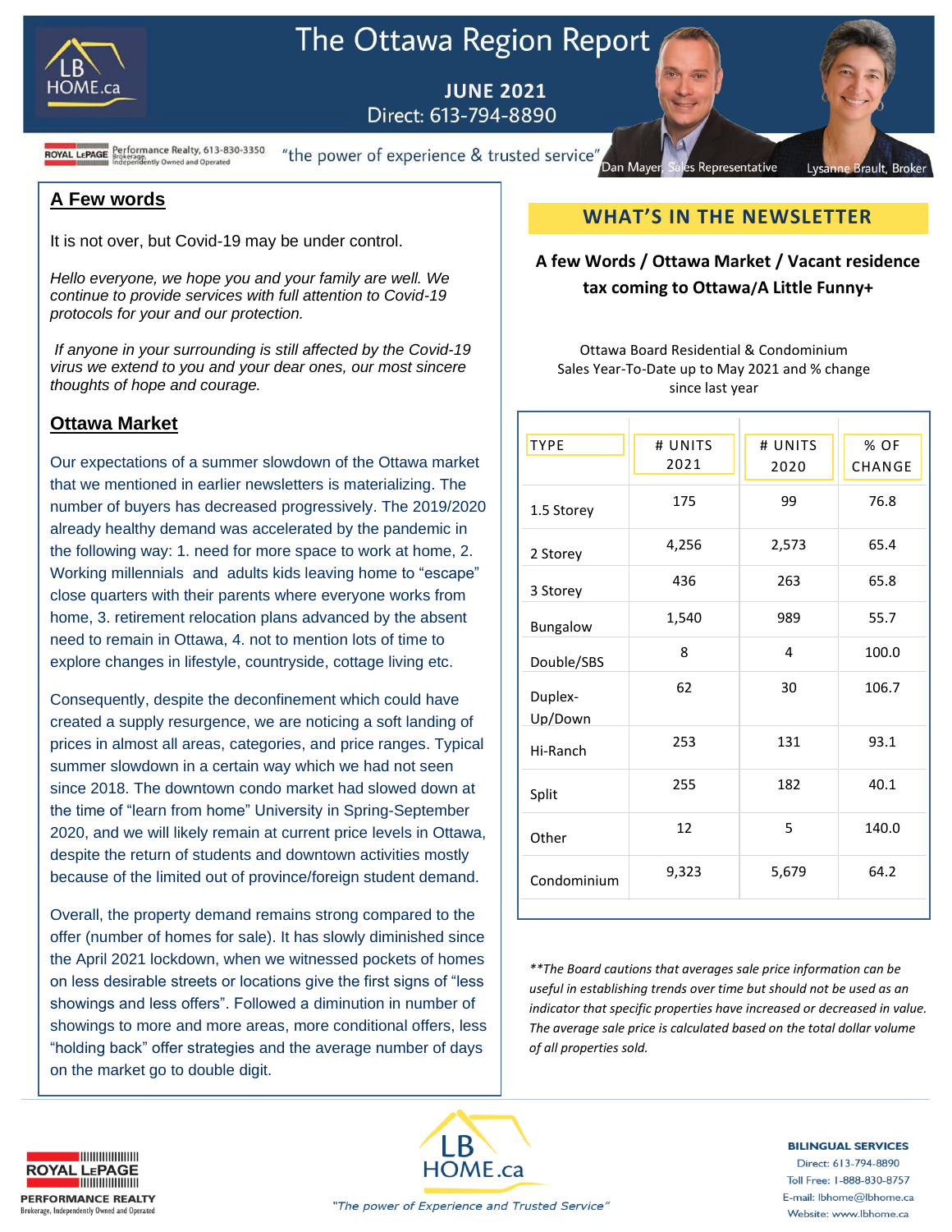# The Ottawa Region Report

**JUNE 2021**
Direct: 613-794-8890

Performance Realty, 613-830-3350 Brokerage, Independently Owned and Operated

"the power of experience & trusted service"

Dan Mayer, Sales Representative — Lysanne Brault, Broker

## A Few words

It is not over, but Covid-19 may be under control.

*Hello everyone, we hope you and your family are well. We continue to provide services with full attention to Covid-19 protocols for your and our protection.*

*If anyone in your surrounding is still affected by the Covid-19 virus we extend to you and your dear ones, our most sincere thoughts of hope and courage.*

## Ottawa Market

Our expectations of a summer slowdown of the Ottawa market that we mentioned in earlier newsletters is materializing. The number of buyers has decreased progressively. The 2019/2020 already healthy demand was accelerated by the pandemic in the following way: 1. need for more space to work at home, 2. Working millennials and adults kids leaving home to "escape" close quarters with their parents where everyone works from home, 3. retirement relocation plans advanced by the absent need to remain in Ottawa, 4. not to mention lots of time to explore changes in lifestyle, countryside, cottage living etc.

Consequently, despite the deconfinement which could have created a supply resurgence, we are noticing a soft landing of prices in almost all areas, categories, and price ranges. Typical summer slowdown in a certain way which we had not seen since 2018. The downtown condo market had slowed down at the time of "learn from home" University in Spring-September 2020, and we will likely remain at current price levels in Ottawa, despite the return of students and downtown activities mostly because of the limited out of province/foreign student demand.

Overall, the property demand remains strong compared to the offer (number of homes for sale). It has slowly diminished since the April 2021 lockdown, when we witnessed pockets of homes on less desirable streets or locations give the first signs of "less showings and less offers". Followed a diminution in number of showings to more and more areas, more conditional offers, less "holding back" offer strategies and the average number of days on the market go to double digit.

## WHAT'S IN THE NEWSLETTER

**A few Words / Ottawa Market / Vacant residence tax coming to Ottawa/A Little Funny+**

Ottawa Board Residential & Condominium Sales Year-To-Date up to May 2021 and % change since last year

| TYPE | # UNITS 2021 | # UNITS 2020 | % OF CHANGE |
|---|---|---|---|
| 1.5 Storey | 175 | 99 | 76.8 |
| 2 Storey | 4,256 | 2,573 | 65.4 |
| 3 Storey | 436 | 263 | 65.8 |
| Bungalow | 1,540 | 989 | 55.7 |
| Double/SBS | 8 | 4 | 100.0 |
| Duplex-Up/Down | 62 | 30 | 106.7 |
| Hi-Ranch | 253 | 131 | 93.1 |
| Split | 255 | 182 | 40.1 |
| Other | 12 | 5 | 140.0 |
| Condominium | 9,323 | 5,679 | 64.2 |

*\*\*The Board cautions that averages sale price information can be useful in establishing trends over time but should not be used as an indicator that specific properties have increased or decreased in value. The average sale price is calculated based on the total dollar volume of all properties sold.*

ROYAL LEPAGE PERFORMANCE REALTY Brokerage, Independently Owned and Operated

LB HOME.ca "The power of Experience and Trusted Service"

**BILINGUAL SERVICES**
Direct: 613-794-8890
Toll Free: 1-888-830-8757
E-mail: lbhome@lbhome.ca
Website: www.lbhome.ca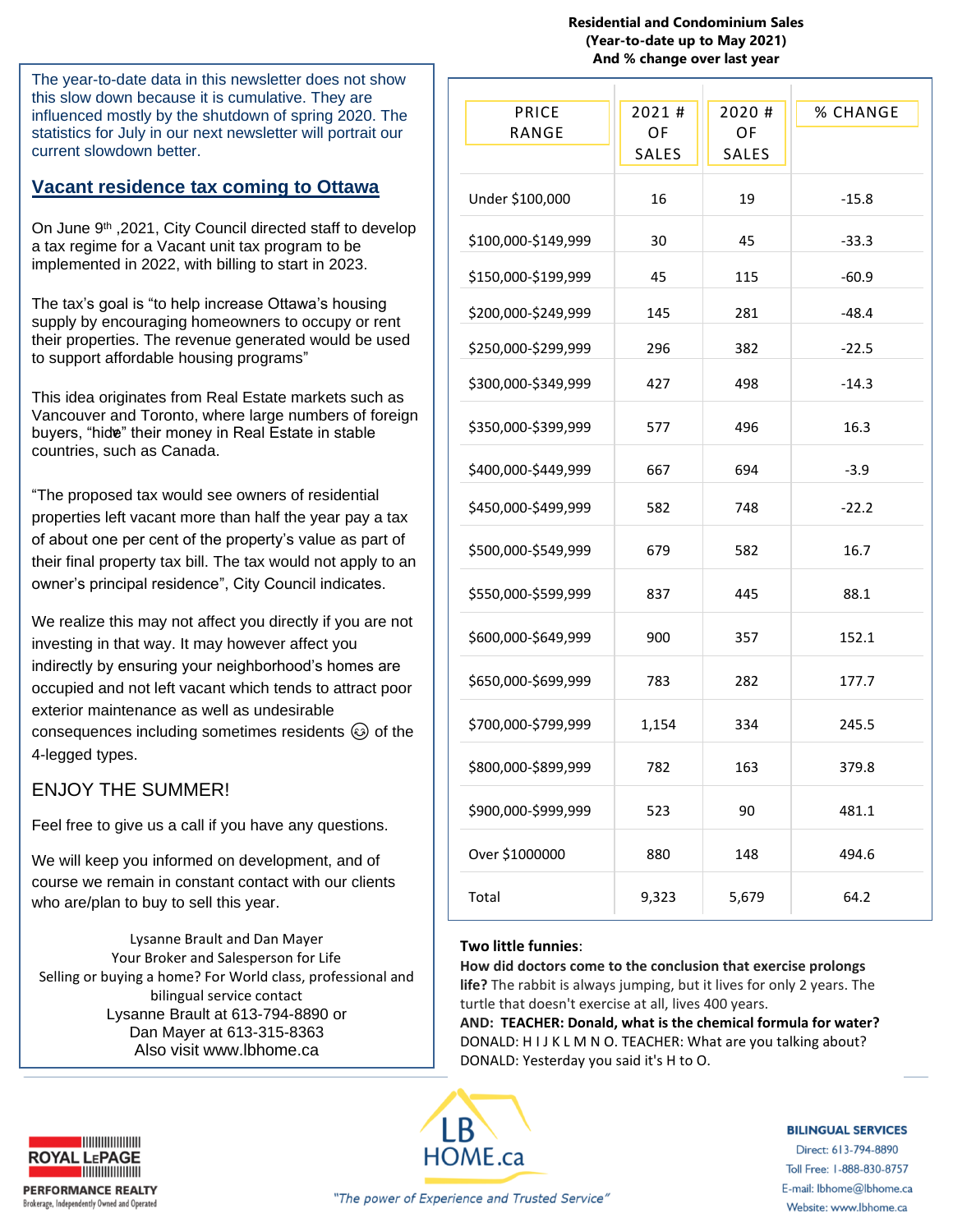The year-to-date data in this newsletter does not show this slow down because it is cumulative. They are influenced mostly by the shutdown of spring 2020. The statistics for July in our next newsletter will portrait our current slowdown better.

## Vacant residence tax coming to Ottawa

On June 9th ,2021, City Council directed staff to develop a tax regime for a Vacant unit tax program to be implemented in 2022, with billing to start in 2023.

The tax's goal is "to help increase Ottawa's housing supply by encouraging homeowners to occupy or rent their properties. The revenue generated would be used to support affordable housing programs"

This idea originates from Real Estate markets such as Vancouver and Toronto, where large numbers of foreign buyers, "hide" their money in Real Estate in stable countries, such as Canada.

"The proposed tax would see owners of residential properties left vacant more than half the year pay a tax of about one per cent of the property's value as part of their final property tax bill. The tax would not apply to an owner's principal residence", City Council indicates.

We realize this may not affect you directly if you are not investing in that way. It may however affect you indirectly by ensuring your neighborhood's homes are occupied and not left vacant which tends to attract poor exterior maintenance as well as undesirable consequences including sometimes residents ☺ of the 4-legged types.

ENJOY THE SUMMER!

Feel free to give us a call if you have any questions.

We will keep you informed on development, and of course we remain in constant contact with our clients who are/plan to buy to sell this year.

Lysanne Brault and Dan Mayer
Your Broker and Salesperson for Life
Selling or buying a home? For World class, professional and bilingual service contact
Lysanne Brault at 613-794-8890 or
Dan Mayer at 613-315-8363
Also visit www.lbhome.ca

**Residential and Condominium Sales (Year-to-date up to May 2021) And % change over last year**

| PRICE RANGE | 2021 # OF SALES | 2020 # OF SALES | % CHANGE |
|---|---|---|---|
| Under $100,000 | 16 | 19 | -15.8 |
| $100,000-$149,999 | 30 | 45 | -33.3 |
| $150,000-$199,999 | 45 | 115 | -60.9 |
| $200,000-$249,999 | 145 | 281 | -48.4 |
| $250,000-$299,999 | 296 | 382 | -22.5 |
| $300,000-$349,999 | 427 | 498 | -14.3 |
| $350,000-$399,999 | 577 | 496 | 16.3 |
| $400,000-$449,999 | 667 | 694 | -3.9 |
| $450,000-$499,999 | 582 | 748 | -22.2 |
| $500,000-$549,999 | 679 | 582 | 16.7 |
| $550,000-$599,999 | 837 | 445 | 88.1 |
| $600,000-$649,999 | 900 | 357 | 152.1 |
| $650,000-$699,999 | 783 | 282 | 177.7 |
| $700,000-$799,999 | 1,154 | 334 | 245.5 |
| $800,000-$899,999 | 782 | 163 | 379.8 |
| $900,000-$999,999 | 523 | 90 | 481.1 |
| Over $1000000 | 880 | 148 | 494.6 |
| Total | 9,323 | 5,679 | 64.2 |

**Two little funnies**:

**How did doctors come to the conclusion that exercise prolongs life?** The rabbit is always jumping, but it lives for only 2 years. The turtle that doesn't exercise at all, lives 400 years.

**AND: TEACHER: Donald, what is the chemical formula for water?**
DONALD: H I J K L M N O. TEACHER: What are you talking about?
DONALD: Yesterday you said it's H to O.

ROYAL LEPAGE
PERFORMANCE REALTY
Brokerage, Independently Owned and Operated

LB HOME.ca
"The power of Experience and Trusted Service"

BILINGUAL SERVICES
Direct: 613-794-8890
Toll Free: 1-888-830-8757
E-mail: lbhome@lbhome.ca
Website: www.lbhome.ca